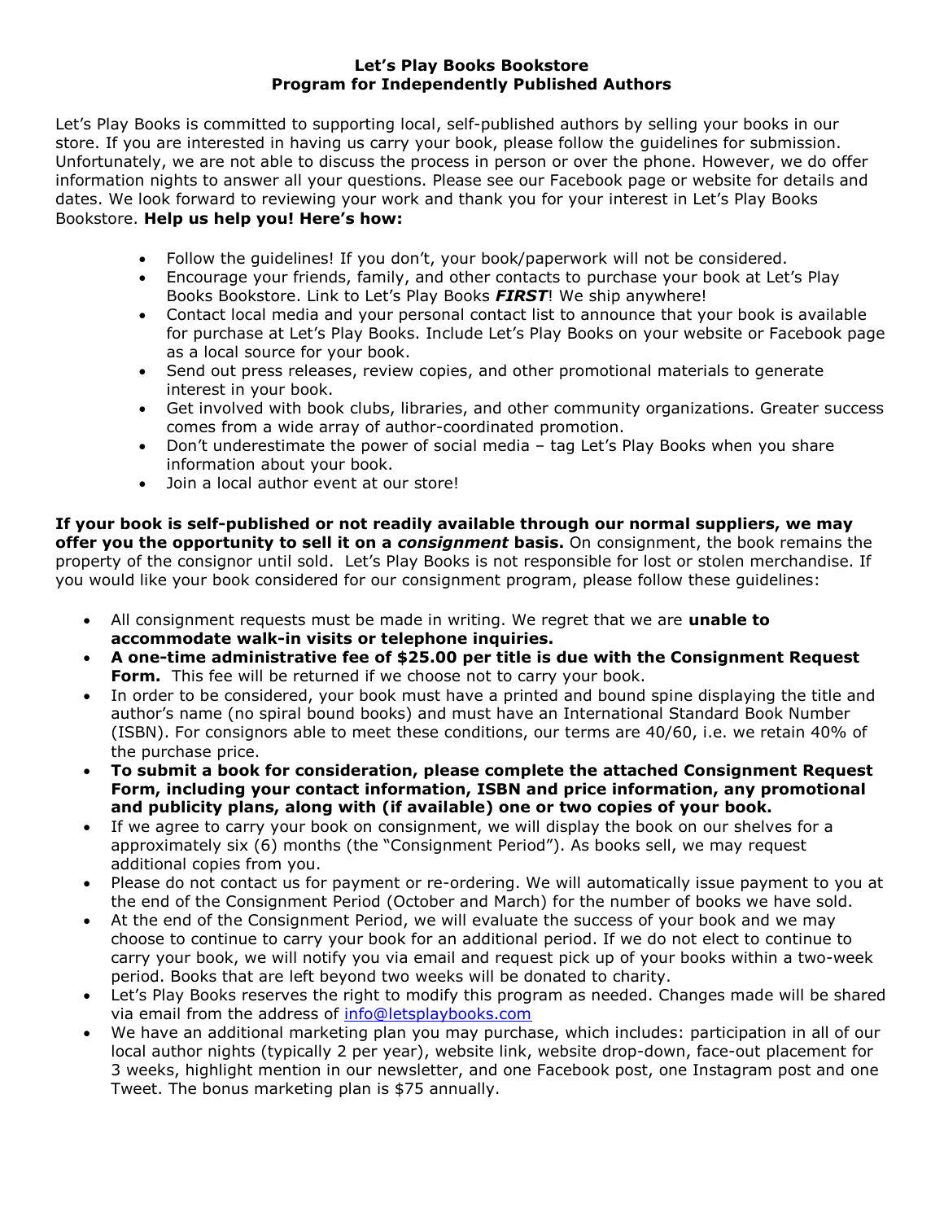# Let's Play Books Bookstore
## Program for Independently Published Authors

Let's Play Books is committed to supporting local, self-published authors by selling your books in our store. If you are interested in having us carry your book, please follow the guidelines for submission. Unfortunately, we are not able to discuss the process in person or over the phone. However, we do offer information nights to answer all your questions. Please see our Facebook page or website for details and dates. We look forward to reviewing your work and thank you for your interest in Let's Play Books Bookstore. **Help us help you! Here's how:**

- Follow the guidelines! If you don't, your book/paperwork will not be considered.
- Encourage your friends, family, and other contacts to purchase your book at Let's Play Books Bookstore. Link to Let's Play Books ***FIRST***! We ship anywhere!
- Contact local media and your personal contact list to announce that your book is available for purchase at Let's Play Books. Include Let's Play Books on your website or Facebook page as a local source for your book.
- Send out press releases, review copies, and other promotional materials to generate interest in your book.
- Get involved with book clubs, libraries, and other community organizations. Greater success comes from a wide array of author-coordinated promotion.
- Don't underestimate the power of social media – tag Let's Play Books when you share information about your book.
- Join a local author event at our store!

**If your book is self-published or not readily available through our normal suppliers, we may offer you the opportunity to sell it on a *consignment* basis.** On consignment, the book remains the property of the consignor until sold. Let's Play Books is not responsible for lost or stolen merchandise. If you would like your book considered for our consignment program, please follow these guidelines:

- All consignment requests must be made in writing. We regret that we are **unable to accommodate walk-in visits or telephone inquiries.**
- **A one-time administrative fee of $25.00 per title is due with the Consignment Request Form.** This fee will be returned if we choose not to carry your book.
- In order to be considered, your book must have a printed and bound spine displaying the title and author's name (no spiral bound books) and must have an International Standard Book Number (ISBN). For consignors able to meet these conditions, our terms are 40/60, i.e. we retain 40% of the purchase price.
- **To submit a book for consideration, please complete the attached Consignment Request Form, including your contact information, ISBN and price information, any promotional and publicity plans, along with (if available) one or two copies of your book.**
- If we agree to carry your book on consignment, we will display the book on our shelves for a approximately six (6) months (the "Consignment Period"). As books sell, we may request additional copies from you.
- Please do not contact us for payment or re-ordering. We will automatically issue payment to you at the end of the Consignment Period (October and March) for the number of books we have sold.
- At the end of the Consignment Period, we will evaluate the success of your book and we may choose to continue to carry your book for an additional period. If we do not elect to continue to carry your book, we will notify you via email and request pick up of your books within a two-week period. Books that are left beyond two weeks will be donated to charity.
- Let's Play Books reserves the right to modify this program as needed. Changes made will be shared via email from the address of info@letsplaybooks.com
- We have an additional marketing plan you may purchase, which includes: participation in all of our local author nights (typically 2 per year), website link, website drop-down, face-out placement for 3 weeks, highlight mention in our newsletter, and one Facebook post, one Instagram post and one Tweet. The bonus marketing plan is $75 annually.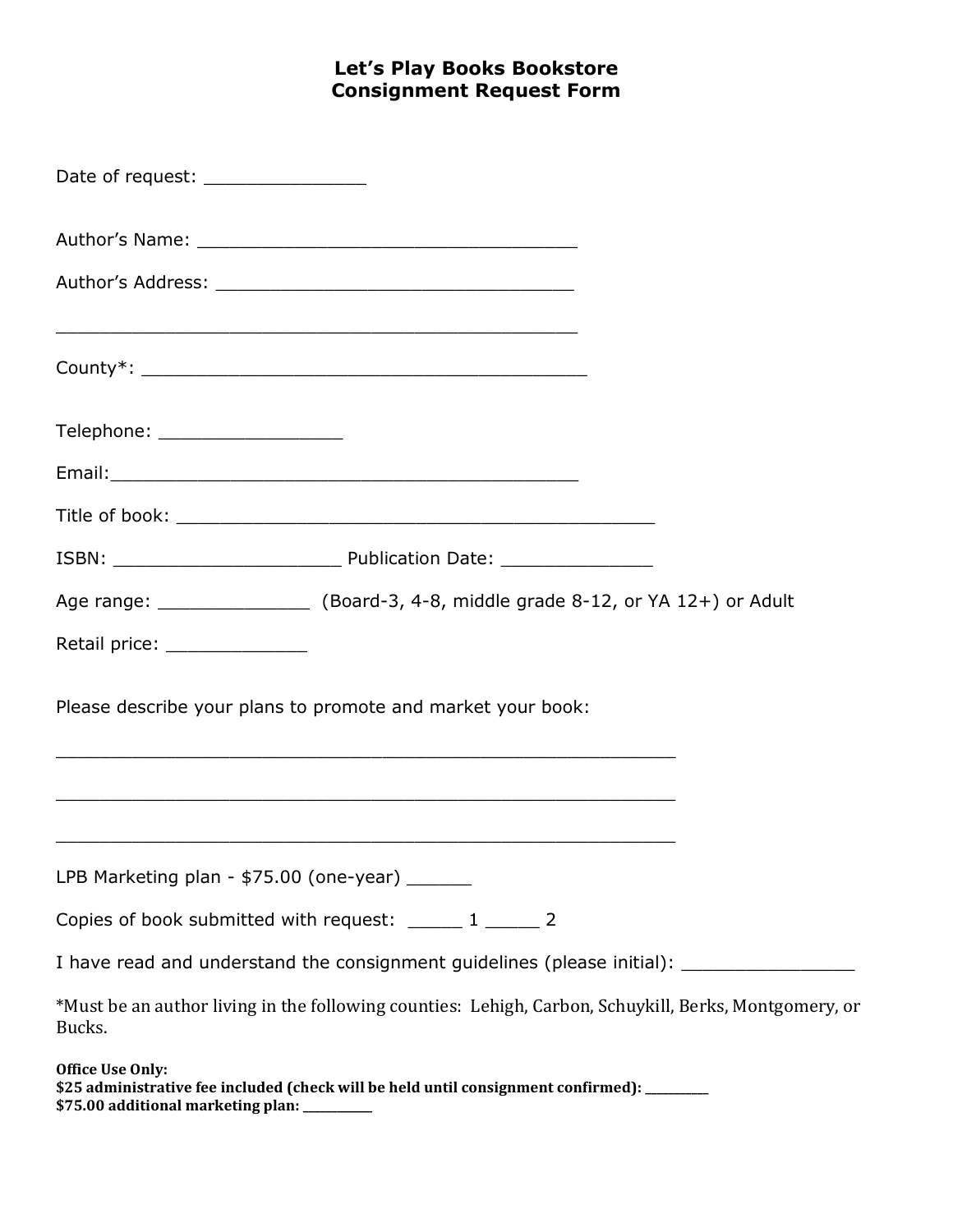# Let's Play Books Bookstore
## Consignment Request Form

Date of request: _______________

Author's Name: ___________________________________

Author's Address: ________________________________

________________________________________________

County*: _________________________________________

Telephone: _________________

Email:___________________________________________

Title of book: ______________________________________

ISBN: _____________________ Publication Date: ______________

Age range: ______________ (Board-3, 4-8, middle grade 8-12, or YA 12+) or Adult

Retail price: _____________

Please describe your plans to promote and market your book:

__________________________________________________________

__________________________________________________________

__________________________________________________________

LPB Marketing plan - $75.00 (one-year) ______

Copies of book submitted with request: _____ 1 _____ 2

I have read and understand the consignment guidelines (please initial): ________________

*Must be an author living in the following counties: Lehigh, Carbon, Schuylkill, Berks, Montgomery, or Bucks.

**Office Use Only:**
**$25 administrative fee included (check will be held until consignment confirmed): __________**
**$75.00 additional marketing plan: __________**